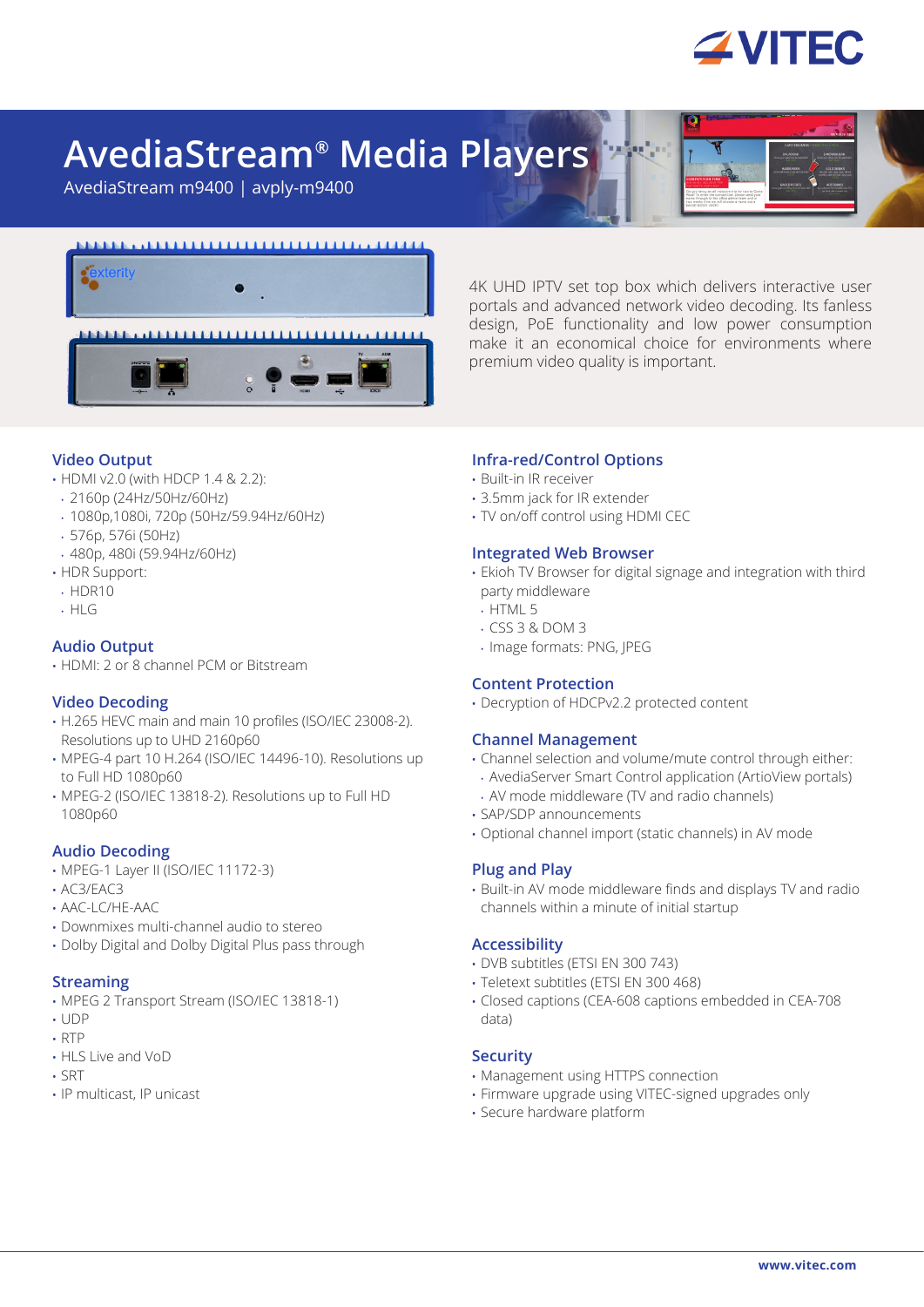# AvediaStream® Media Players

AvediaStream m9400 | avply-m9400

4K UHD IPTV set top box which delivers interactive user portals and advanced network video decoding. Its fanless design, PoE functionality and low power consumption make it an economical choice for environments where premium video quality is important.

## Video Output

- HDMI v2.0 (with HDCP 1.4 & 2.2):
  - 2160p (24Hz/50Hz/60Hz)
  - 1080p,1080i, 720p (50Hz/59.94Hz/60Hz)
  - 576p, 576i (50Hz)
  - 480p, 480i (59.94Hz/60Hz)
- HDR Support:
  - HDR10
  - HLG

## Audio Output

- HDMI: 2 or 8 channel PCM or Bitstream

## Video Decoding

- H.265 HEVC main and main 10 profiles (ISO/IEC 23008-2). Resolutions up to UHD 2160p60
- MPEG-4 part 10 H.264 (ISO/IEC 14496-10). Resolutions up to Full HD 1080p60
- MPEG-2 (ISO/IEC 13818-2). Resolutions up to Full HD 1080p60

## Audio Decoding

- MPEG-1 Layer II (ISO/IEC 11172-3)
- AC3/EAC3
- AAC-LC/HE-AAC
- Downmixes multi-channel audio to stereo
- Dolby Digital and Dolby Digital Plus pass through

## Streaming

- MPEG 2 Transport Stream (ISO/IEC 13818-1)
- UDP
- RTP
- HLS Live and VoD
- SRT
- IP multicast, IP unicast

## Infra-red/Control Options

- Built-in IR receiver
- 3.5mm jack for IR extender
- TV on/off control using HDMI CEC

## Integrated Web Browser

- Ekioh TV Browser for digital signage and integration with third party middleware
  - HTML 5
  - CSS 3 & DOM 3
  - Image formats: PNG, JPEG

## Content Protection

- Decryption of HDCPv2.2 protected content

## Channel Management

- Channel selection and volume/mute control through either:
  - AvediaServer Smart Control application (ArtioView portals)
  - AV mode middleware (TV and radio channels)
- SAP/SDP announcements
- Optional channel import (static channels) in AV mode

## Plug and Play

- Built-in AV mode middleware finds and displays TV and radio channels within a minute of initial startup

## Accessibility

- DVB subtitles (ETSI EN 300 743)
- Teletext subtitles (ETSI EN 300 468)
- Closed captions (CEA-608 captions embedded in CEA-708 data)

## Security

- Management using HTTPS connection
- Firmware upgrade using VITEC-signed upgrades only
- Secure hardware platform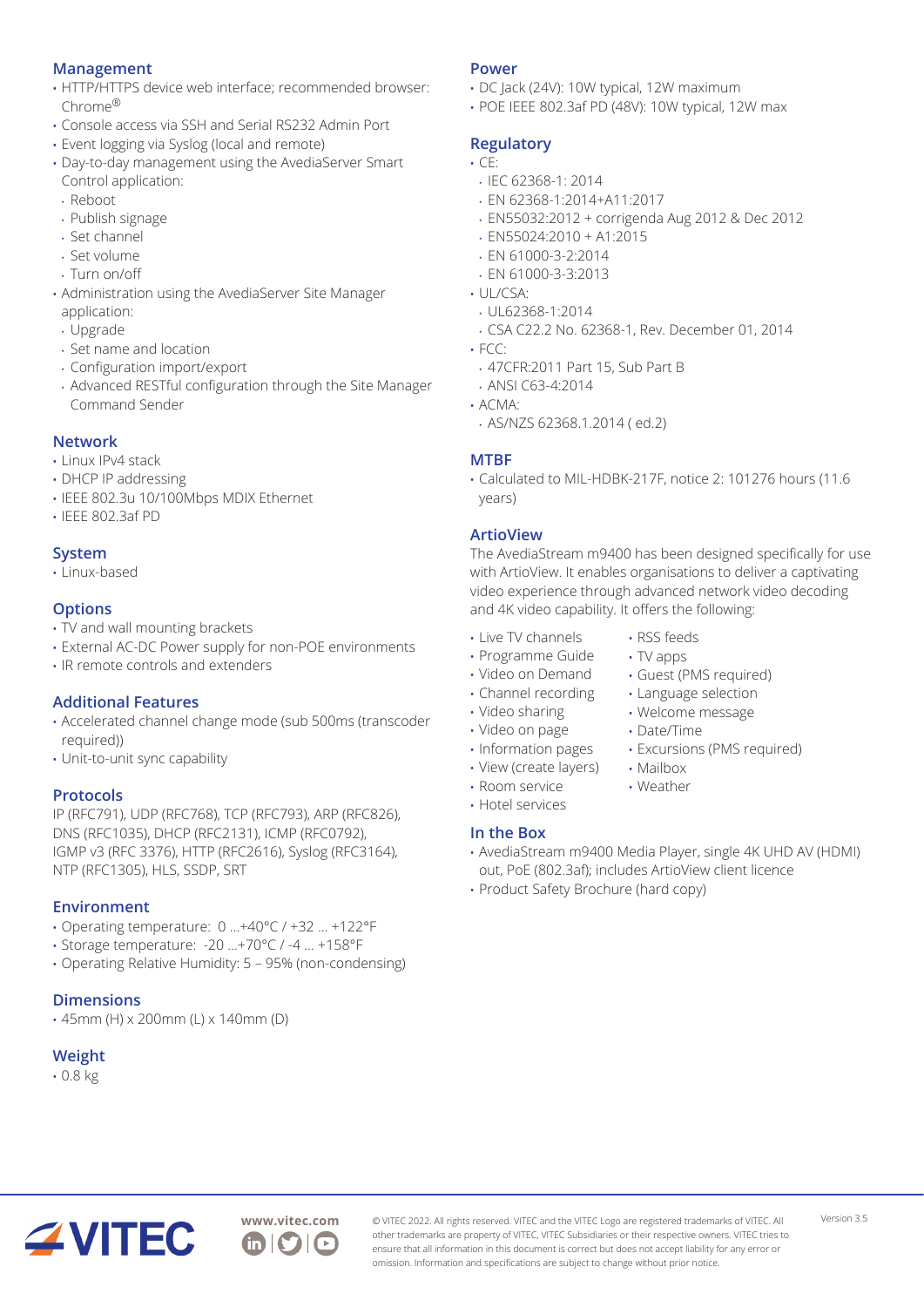## Management

- HTTP/HTTPS device web interface; recommended browser: Chrome®
- Console access via SSH and Serial RS232 Admin Port
- Event logging via Syslog (local and remote)
- Day-to-day management using the AvediaServer Smart Control application:
  - Reboot
  - Publish signage
  - Set channel
  - Set volume
  - Turn on/off
- Administration using the AvediaServer Site Manager application:
  - Upgrade
  - Set name and location
  - Configuration import/export
  - Advanced RESTful configuration through the Site Manager Command Sender

## Network

- Linux IPv4 stack
- DHCP IP addressing
- IEEE 802.3u 10/100Mbps MDIX Ethernet
- IEEE 802.3af PD

## System

- Linux-based

## Options

- TV and wall mounting brackets
- External AC-DC Power supply for non-POE environments
- IR remote controls and extenders

## Additional Features

- Accelerated channel change mode (sub 500ms (transcoder required))
- Unit-to-unit sync capability

## Protocols

IP (RFC791), UDP (RFC768), TCP (RFC793), ARP (RFC826), DNS (RFC1035), DHCP (RFC2131), ICMP (RFC0792), IGMP v3 (RFC 3376), HTTP (RFC2616), Syslog (RFC3164), NTP (RFC1305), HLS, SSDP, SRT

## Environment

- Operating temperature: 0 ...+40°C / +32 ... +122°F
- Storage temperature: -20 ...+70°C / -4 ... +158°F
- Operating Relative Humidity: 5 – 95% (non-condensing)

## Dimensions

- 45mm (H) x 200mm (L) x 140mm (D)

## Weight

- 0.8 kg

## Power

- DC Jack (24V): 10W typical, 12W maximum
- POE IEEE 802.3af PD (48V): 10W typical, 12W max

## Regulatory

- CE:
  - IEC 62368-1: 2014
  - EN 62368-1:2014+A11:2017
  - EN55032:2012 + corrigenda Aug 2012 & Dec 2012
  - EN55024:2010 + A1:2015
  - EN 61000-3-2:2014
  - EN 61000-3-3:2013
- UL/CSA:
  - UL62368-1:2014
  - CSA C22.2 No. 62368-1, Rev. December 01, 2014
- FCC:
  - 47CFR:2011 Part 15, Sub Part B
  - ANSI C63-4:2014
- ACMA:
  - AS/NZS 62368.1.2014 ( ed.2)

## MTBF

- Calculated to MIL-HDBK-217F, notice 2: 101276 hours (11.6 years)

## ArtioView

The AvediaStream m9400 has been designed specifically for use with ArtioView. It enables organisations to deliver a captivating video experience through advanced network video decoding and 4K video capability. It offers the following:

- Live TV channels
- Programme Guide
- Video on Demand
- Channel recording
- Video sharing
- Video on page
- Information pages
- View (create layers)
- Room service
- Hotel services
- RSS feeds
- TV apps
- Guest (PMS required)
- Language selection
- Welcome message
- Date/Time
- Excursions (PMS required)
- Mailbox
- Weather

## In the Box

- AvediaStream m9400 Media Player, single 4K UHD AV (HDMI) out, PoE (802.3af); includes ArtioView client licence
- Product Safety Brochure (hard copy)

VITEC

www.vitec.com

© VITEC 2022. All rights reserved. VITEC and the VITEC Logo are registered trademarks of VITEC. All other trademarks are property of VITEC, VITEC Subsidiaries or their respective owners. VITEC tries to ensure that all information in this document is correct but does not accept liability for any error or omission. Information and specifications are subject to change without prior notice.

Version 3.5